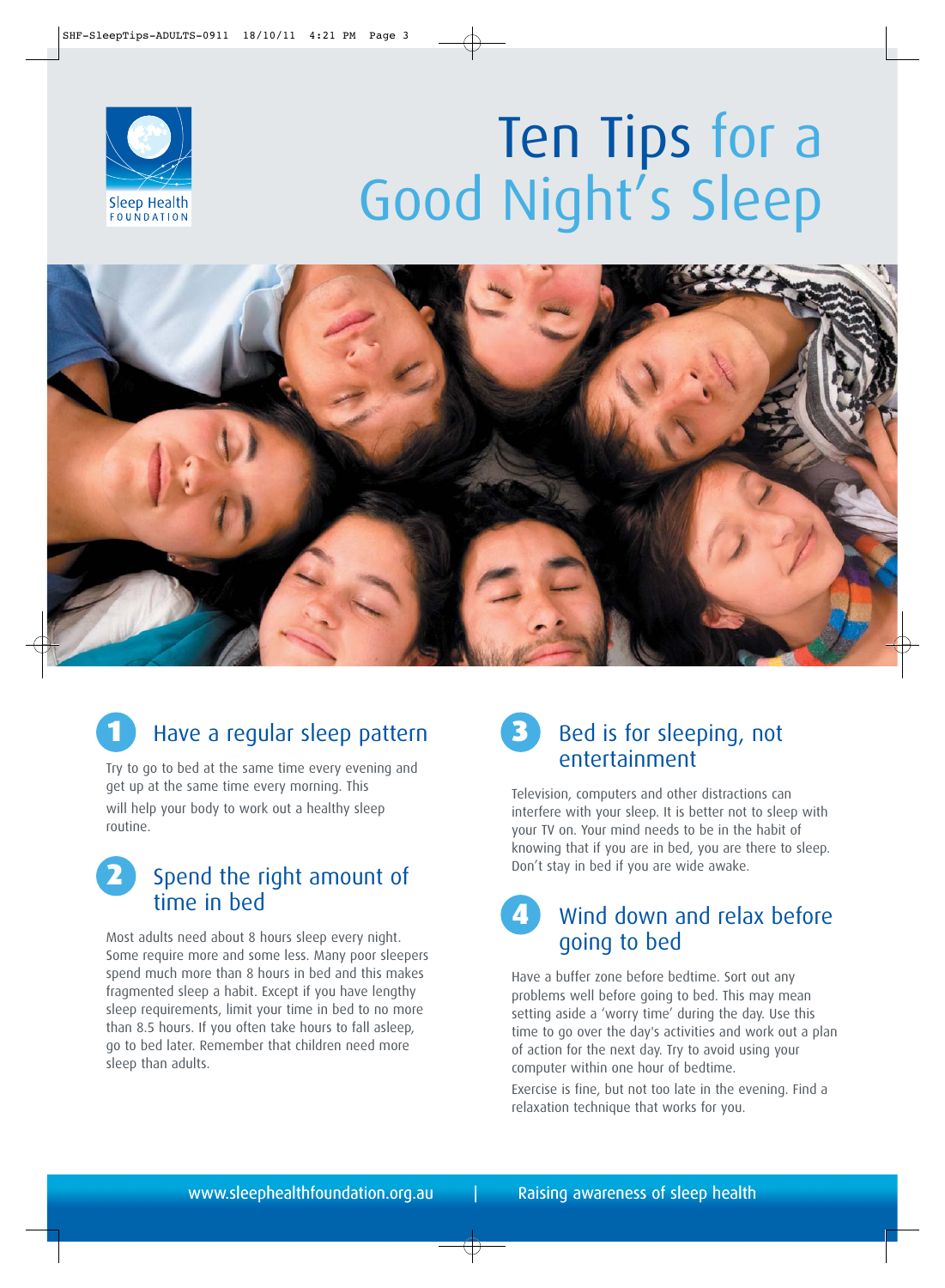Sleep Health FOUNDATION

# Ten Tips for a Good Night's Sleep

## 1 Have a regular sleep pattern

Try to go to bed at the same time every evening and get up at the same time every morning. This will help your body to work out a healthy sleep routine.

## 2 Spend the right amount of time in bed

Most adults need about 8 hours sleep every night. Some require more and some less. Many poor sleepers spend much more than 8 hours in bed and this makes fragmented sleep a habit. Except if you have lengthy sleep requirements, limit your time in bed to no more than 8.5 hours. If you often take hours to fall asleep, go to bed later. Remember that children need more sleep than adults.

## 3 Bed is for sleeping, not entertainment

Television, computers and other distractions can interfere with your sleep. It is better not to sleep with your TV on. Your mind needs to be in the habit of knowing that if you are in bed, you are there to sleep. Don't stay in bed if you are wide awake.

## 4 Wind down and relax before going to bed

Have a buffer zone before bedtime. Sort out any problems well before going to bed. This may mean setting aside a 'worry time' during the day. Use this time to go over the day's activities and work out a plan of action for the next day. Try to avoid using your computer within one hour of bedtime.

Exercise is fine, but not too late in the evening. Find a relaxation technique that works for you.

www.sleephealthfoundation.org.au | Raising awareness of sleep health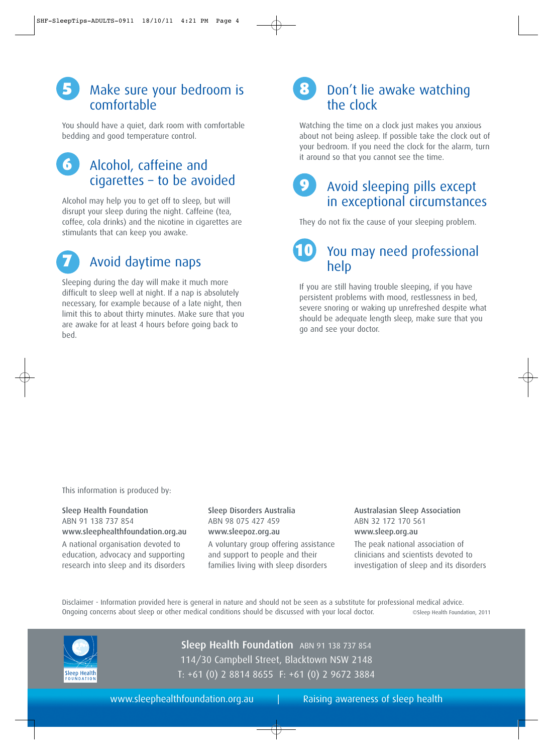## 5 Make sure your bedroom is comfortable

You should have a quiet, dark room with comfortable bedding and good temperature control.

## 6 Alcohol, caffeine and cigarettes – to be avoided

Alcohol may help you to get off to sleep, but will disrupt your sleep during the night. Caffeine (tea, coffee, cola drinks) and the nicotine in cigarettes are stimulants that can keep you awake.

## 7 Avoid daytime naps

Sleeping during the day will make it much more difficult to sleep well at night. If a nap is absolutely necessary, for example because of a late night, then limit this to about thirty minutes. Make sure that you are awake for at least 4 hours before going back to bed.

## 8 Don't lie awake watching the clock

Watching the time on a clock just makes you anxious about not being asleep. If possible take the clock out of your bedroom. If you need the clock for the alarm, turn it around so that you cannot see the time.

## 9 Avoid sleeping pills except in exceptional circumstances

They do not fix the cause of your sleeping problem.

## 10 You may need professional help

If you are still having trouble sleeping, if you have persistent problems with mood, restlessness in bed, severe snoring or waking up unrefreshed despite what should be adequate length sleep, make sure that you go and see your doctor.

This information is produced by:

**Sleep Health Foundation**
ABN 91 138 737 854
**www.sleephealthfoundation.org.au**
A national organisation devoted to education, advocacy and supporting research into sleep and its disorders

**Sleep Disorders Australia**
ABN 98 075 427 459
**www.sleepoz.org.au**
A voluntary group offering assistance and support to people and their families living with sleep disorders

**Australasian Sleep Association**
ABN 32 172 170 561
**www.sleep.org.au**
The peak national association of clinicians and scientists devoted to investigation of sleep and its disorders

Disclaimer - Information provided here is general in nature and should not be seen as a substitute for professional medical advice. Ongoing concerns about sleep or other medical conditions should be discussed with your local doctor. ©Sleep Health Foundation, 2011

**Sleep Health Foundation** ABN 91 138 737 854
114/30 Campbell Street, Blacktown NSW 2148
T: +61 (0) 2 8814 8655 F: +61 (0) 2 9672 3884

www.sleephealthfoundation.org.au | Raising awareness of sleep health